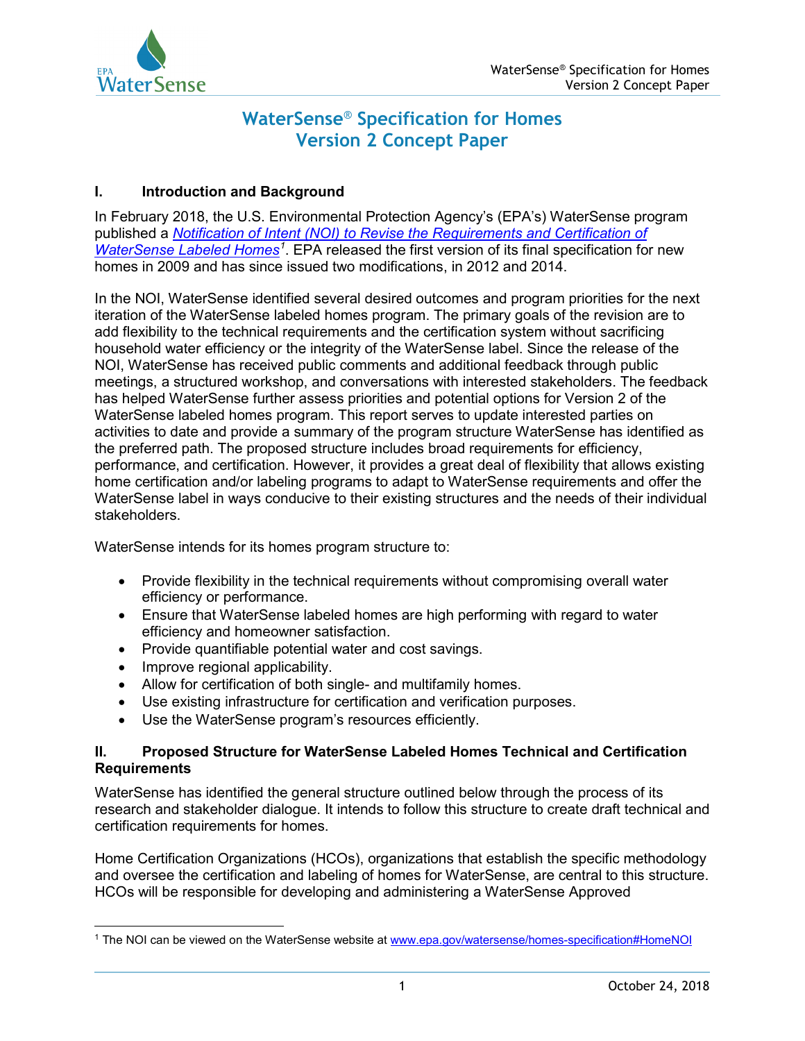# WaterSense® Specification for Homes Version 2 Concept Paper

## I. Introduction and Background

In February 2018, the U.S. Environmental Protection Agency's (EPA's) WaterSense program published a *Notification of Intent (NOI) to Revise the Requirements and Certification of WaterSense Labeled Homes*[1]. EPA released the first version of its final specification for new homes in 2009 and has since issued two modifications, in 2012 and 2014.

In the NOI, WaterSense identified several desired outcomes and program priorities for the next iteration of the WaterSense labeled homes program. The primary goals of the revision are to add flexibility to the technical requirements and the certification system without sacrificing household water efficiency or the integrity of the WaterSense label. Since the release of the NOI, WaterSense has received public comments and additional feedback through public meetings, a structured workshop, and conversations with interested stakeholders. The feedback has helped WaterSense further assess priorities and potential options for Version 2 of the WaterSense labeled homes program. This report serves to update interested parties on activities to date and provide a summary of the program structure WaterSense has identified as the preferred path. The proposed structure includes broad requirements for efficiency, performance, and certification. However, it provides a great deal of flexibility that allows existing home certification and/or labeling programs to adapt to WaterSense requirements and offer the WaterSense label in ways conducive to their existing structures and the needs of their individual stakeholders.

WaterSense intends for its homes program structure to:

- Provide flexibility in the technical requirements without compromising overall water efficiency or performance.
- Ensure that WaterSense labeled homes are high performing with regard to water efficiency and homeowner satisfaction.
- Provide quantifiable potential water and cost savings.
- Improve regional applicability.
- Allow for certification of both single- and multifamily homes.
- Use existing infrastructure for certification and verification purposes.
- Use the WaterSense program's resources efficiently.

## II. Proposed Structure for WaterSense Labeled Homes Technical and Certification Requirements

WaterSense has identified the general structure outlined below through the process of its research and stakeholder dialogue. It intends to follow this structure to create draft technical and certification requirements for homes.

Home Certification Organizations (HCOs), organizations that establish the specific methodology and oversee the certification and labeling of homes for WaterSense, are central to this structure. HCOs will be responsible for developing and administering a WaterSense Approved

---

[1] The NOI can be viewed on the WaterSense website at www.epa.gov/watersense/homes-specification#HomeNOI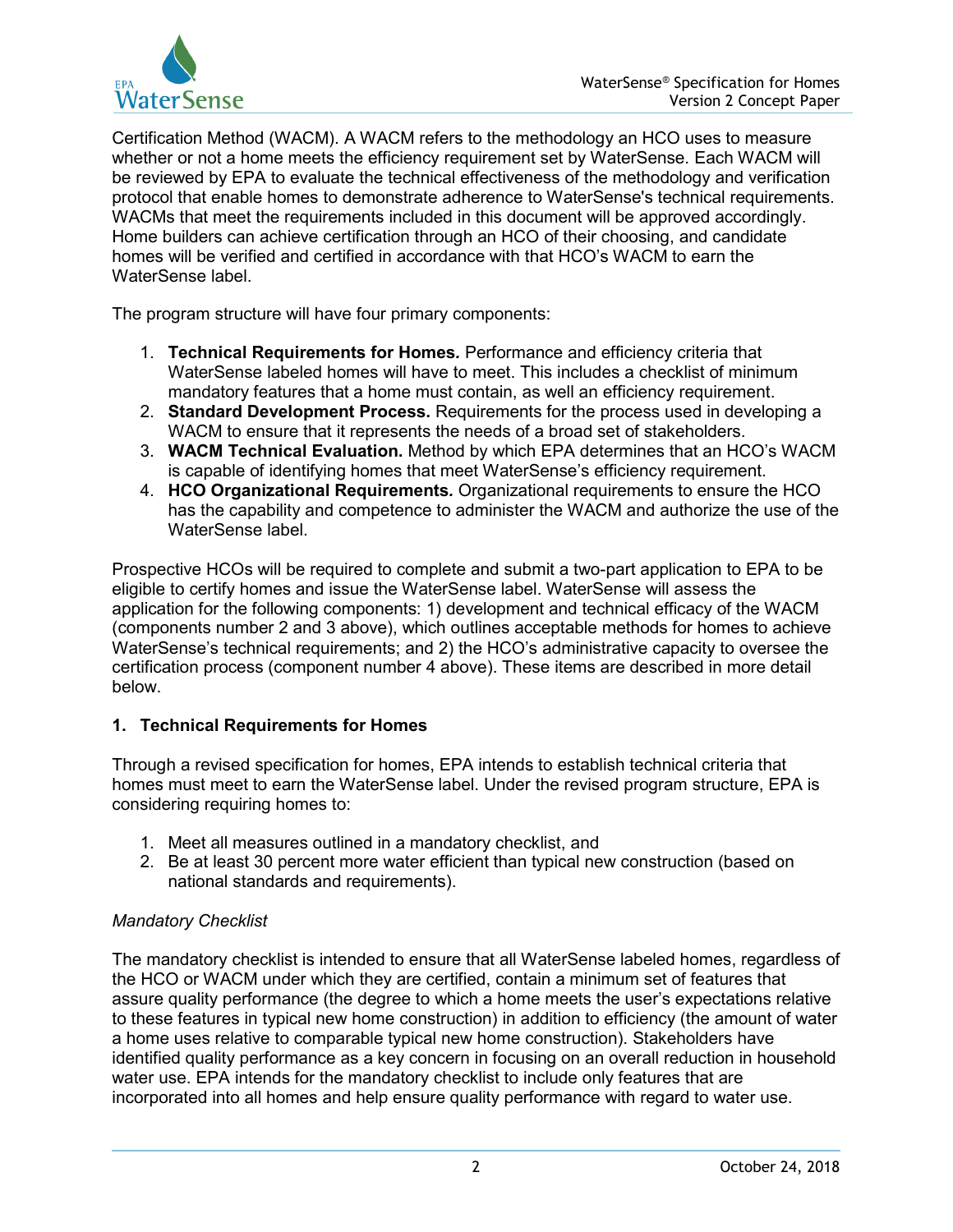Certification Method (WACM). A WACM refers to the methodology an HCO uses to measure whether or not a home meets the efficiency requirement set by WaterSense. Each WACM will be reviewed by EPA to evaluate the technical effectiveness of the methodology and verification protocol that enable homes to demonstrate adherence to WaterSense's technical requirements. WACMs that meet the requirements included in this document will be approved accordingly. Home builders can achieve certification through an HCO of their choosing, and candidate homes will be verified and certified in accordance with that HCO's WACM to earn the WaterSense label.

The program structure will have four primary components:

1. **Technical Requirements for Homes.** Performance and efficiency criteria that WaterSense labeled homes will have to meet. This includes a checklist of minimum mandatory features that a home must contain, as well an efficiency requirement.
2. **Standard Development Process.** Requirements for the process used in developing a WACM to ensure that it represents the needs of a broad set of stakeholders.
3. **WACM Technical Evaluation.** Method by which EPA determines that an HCO's WACM is capable of identifying homes that meet WaterSense's efficiency requirement.
4. **HCO Organizational Requirements.** Organizational requirements to ensure the HCO has the capability and competence to administer the WACM and authorize the use of the WaterSense label.

Prospective HCOs will be required to complete and submit a two-part application to EPA to be eligible to certify homes and issue the WaterSense label. WaterSense will assess the application for the following components: 1) development and technical efficacy of the WACM (components number 2 and 3 above), which outlines acceptable methods for homes to achieve WaterSense's technical requirements; and 2) the HCO's administrative capacity to oversee the certification process (component number 4 above). These items are described in more detail below.

## 1. Technical Requirements for Homes

Through a revised specification for homes, EPA intends to establish technical criteria that homes must meet to earn the WaterSense label. Under the revised program structure, EPA is considering requiring homes to:

1. Meet all measures outlined in a mandatory checklist, and
2. Be at least 30 percent more water efficient than typical new construction (based on national standards and requirements).

*Mandatory Checklist*

The mandatory checklist is intended to ensure that all WaterSense labeled homes, regardless of the HCO or WACM under which they are certified, contain a minimum set of features that assure quality performance (the degree to which a home meets the user's expectations relative to these features in typical new home construction) in addition to efficiency (the amount of water a home uses relative to comparable typical new home construction). Stakeholders have identified quality performance as a key concern in focusing on an overall reduction in household water use. EPA intends for the mandatory checklist to include only features that are incorporated into all homes and help ensure quality performance with regard to water use.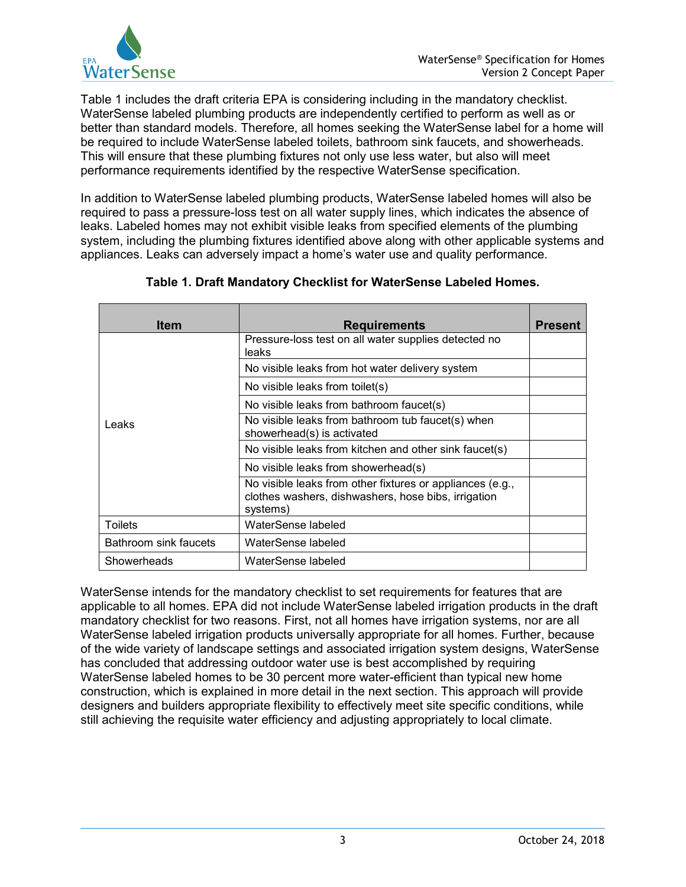Table 1 includes the draft criteria EPA is considering including in the mandatory checklist. WaterSense labeled plumbing products are independently certified to perform as well as or better than standard models. Therefore, all homes seeking the WaterSense label for a home will be required to include WaterSense labeled toilets, bathroom sink faucets, and showerheads. This will ensure that these plumbing fixtures not only use less water, but also will meet performance requirements identified by the respective WaterSense specification.

In addition to WaterSense labeled plumbing products, WaterSense labeled homes will also be required to pass a pressure-loss test on all water supply lines, which indicates the absence of leaks. Labeled homes may not exhibit visible leaks from specified elements of the plumbing system, including the plumbing fixtures identified above along with other applicable systems and appliances. Leaks can adversely impact a home's water use and quality performance.

**Table 1. Draft Mandatory Checklist for WaterSense Labeled Homes.**

| Item | Requirements | Present |
|---|---|---|
| Leaks | Pressure-loss test on all water supplies detected no leaks | |
| | No visible leaks from hot water delivery system | |
| | No visible leaks from toilet(s) | |
| | No visible leaks from bathroom faucet(s) | |
| | No visible leaks from bathroom tub faucet(s) when showerhead(s) is activated | |
| | No visible leaks from kitchen and other sink faucet(s) | |
| | No visible leaks from showerhead(s) | |
| | No visible leaks from other fixtures or appliances (e.g., clothes washers, dishwashers, hose bibs, irrigation systems) | |
| Toilets | WaterSense labeled | |
| Bathroom sink faucets | WaterSense labeled | |
| Showerheads | WaterSense labeled | |

WaterSense intends for the mandatory checklist to set requirements for features that are applicable to all homes. EPA did not include WaterSense labeled irrigation products in the draft mandatory checklist for two reasons. First, not all homes have irrigation systems, nor are all WaterSense labeled irrigation products universally appropriate for all homes. Further, because of the wide variety of landscape settings and associated irrigation system designs, WaterSense has concluded that addressing outdoor water use is best accomplished by requiring WaterSense labeled homes to be 30 percent more water-efficient than typical new home construction, which is explained in more detail in the next section. This approach will provide designers and builders appropriate flexibility to effectively meet site specific conditions, while still achieving the requisite water efficiency and adjusting appropriately to local climate.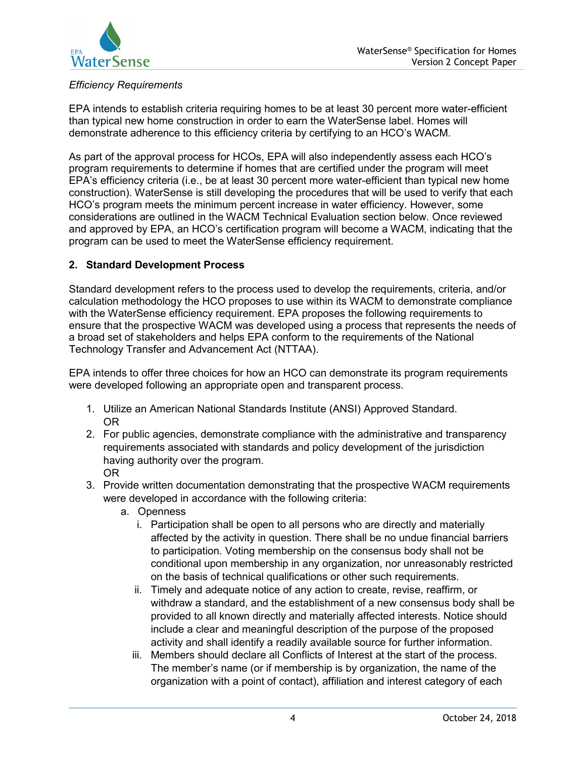*Efficiency Requirements*

EPA intends to establish criteria requiring homes to be at least 30 percent more water-efficient than typical new home construction in order to earn the WaterSense label. Homes will demonstrate adherence to this efficiency criteria by certifying to an HCO's WACM.

As part of the approval process for HCOs, EPA will also independently assess each HCO's program requirements to determine if homes that are certified under the program will meet EPA's efficiency criteria (i.e., be at least 30 percent more water-efficient than typical new home construction). WaterSense is still developing the procedures that will be used to verify that each HCO's program meets the minimum percent increase in water efficiency. However, some considerations are outlined in the WACM Technical Evaluation section below. Once reviewed and approved by EPA, an HCO's certification program will become a WACM, indicating that the program can be used to meet the WaterSense efficiency requirement.

## 2. Standard Development Process

Standard development refers to the process used to develop the requirements, criteria, and/or calculation methodology the HCO proposes to use within its WACM to demonstrate compliance with the WaterSense efficiency requirement. EPA proposes the following requirements to ensure that the prospective WACM was developed using a process that represents the needs of a broad set of stakeholders and helps EPA conform to the requirements of the National Technology Transfer and Advancement Act (NTTAA).

EPA intends to offer three choices for how an HCO can demonstrate its program requirements were developed following an appropriate open and transparent process.

1. Utilize an American National Standards Institute (ANSI) Approved Standard.
   OR
2. For public agencies, demonstrate compliance with the administrative and transparency requirements associated with standards and policy development of the jurisdiction having authority over the program.
   OR
3. Provide written documentation demonstrating that the prospective WACM requirements were developed in accordance with the following criteria:
   a. Openness
      i. Participation shall be open to all persons who are directly and materially affected by the activity in question. There shall be no undue financial barriers to participation. Voting membership on the consensus body shall not be conditional upon membership in any organization, nor unreasonably restricted on the basis of technical qualifications or other such requirements.
      ii. Timely and adequate notice of any action to create, revise, reaffirm, or withdraw a standard, and the establishment of a new consensus body shall be provided to all known directly and materially affected interests. Notice should include a clear and meaningful description of the purpose of the proposed activity and shall identify a readily available source for further information.
      iii. Members should declare all Conflicts of Interest at the start of the process. The member's name (or if membership is by organization, the name of the organization with a point of contact), affiliation and interest category of each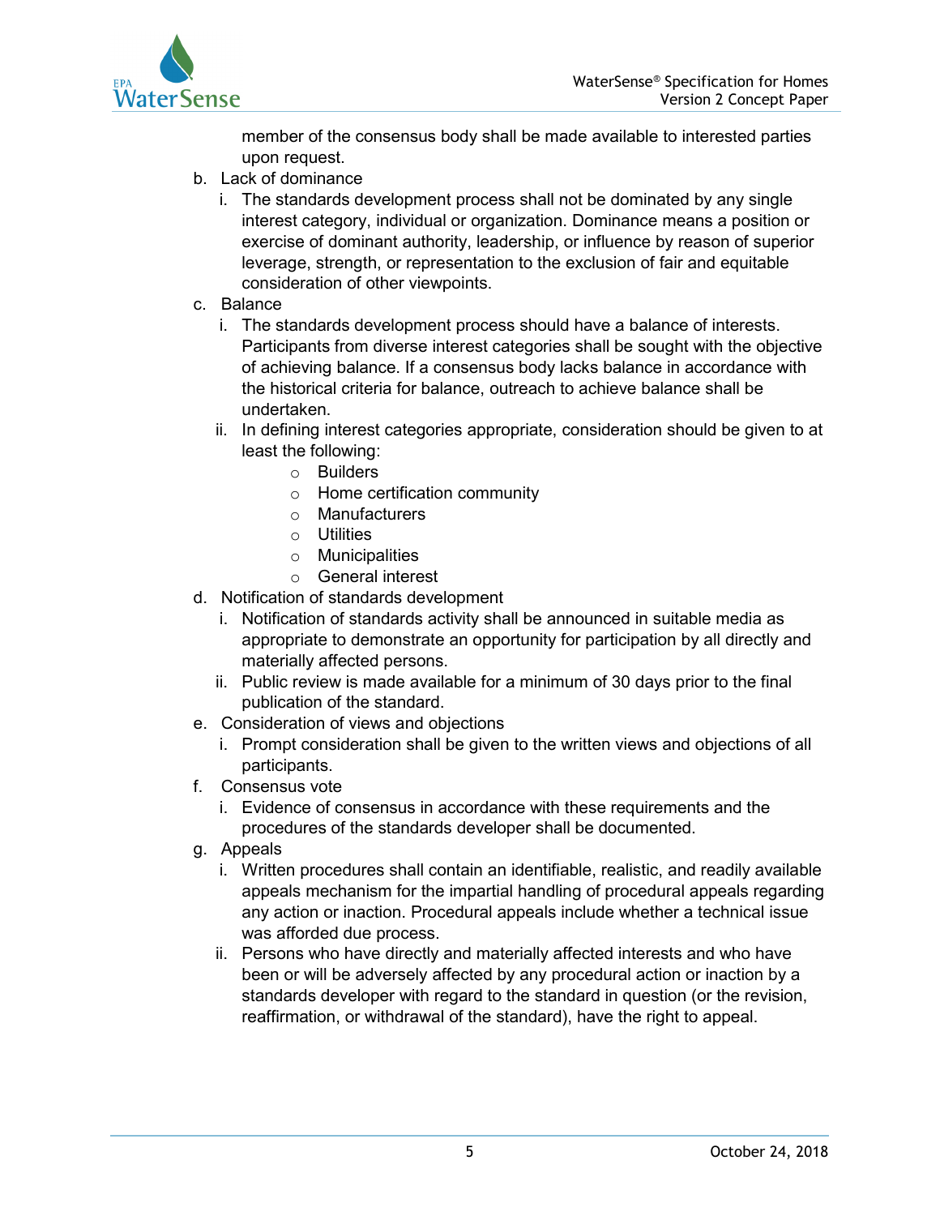member of the consensus body shall be made available to interested parties upon request.

b. Lack of dominance
   i. The standards development process shall not be dominated by any single interest category, individual or organization. Dominance means a position or exercise of dominant authority, leadership, or influence by reason of superior leverage, strength, or representation to the exclusion of fair and equitable consideration of other viewpoints.

c. Balance
   i. The standards development process should have a balance of interests. Participants from diverse interest categories shall be sought with the objective of achieving balance. If a consensus body lacks balance in accordance with the historical criteria for balance, outreach to achieve balance shall be undertaken.
   ii. In defining interest categories appropriate, consideration should be given to at least the following:
      - Builders
      - Home certification community
      - Manufacturers
      - Utilities
      - Municipalities
      - General interest

d. Notification of standards development
   i. Notification of standards activity shall be announced in suitable media as appropriate to demonstrate an opportunity for participation by all directly and materially affected persons.
   ii. Public review is made available for a minimum of 30 days prior to the final publication of the standard.

e. Consideration of views and objections
   i. Prompt consideration shall be given to the written views and objections of all participants.

f. Consensus vote
   i. Evidence of consensus in accordance with these requirements and the procedures of the standards developer shall be documented.

g. Appeals
   i. Written procedures shall contain an identifiable, realistic, and readily available appeals mechanism for the impartial handling of procedural appeals regarding any action or inaction. Procedural appeals include whether a technical issue was afforded due process.
   ii. Persons who have directly and materially affected interests and who have been or will be adversely affected by any procedural action or inaction by a standards developer with regard to the standard in question (or the revision, reaffirmation, or withdrawal of the standard), have the right to appeal.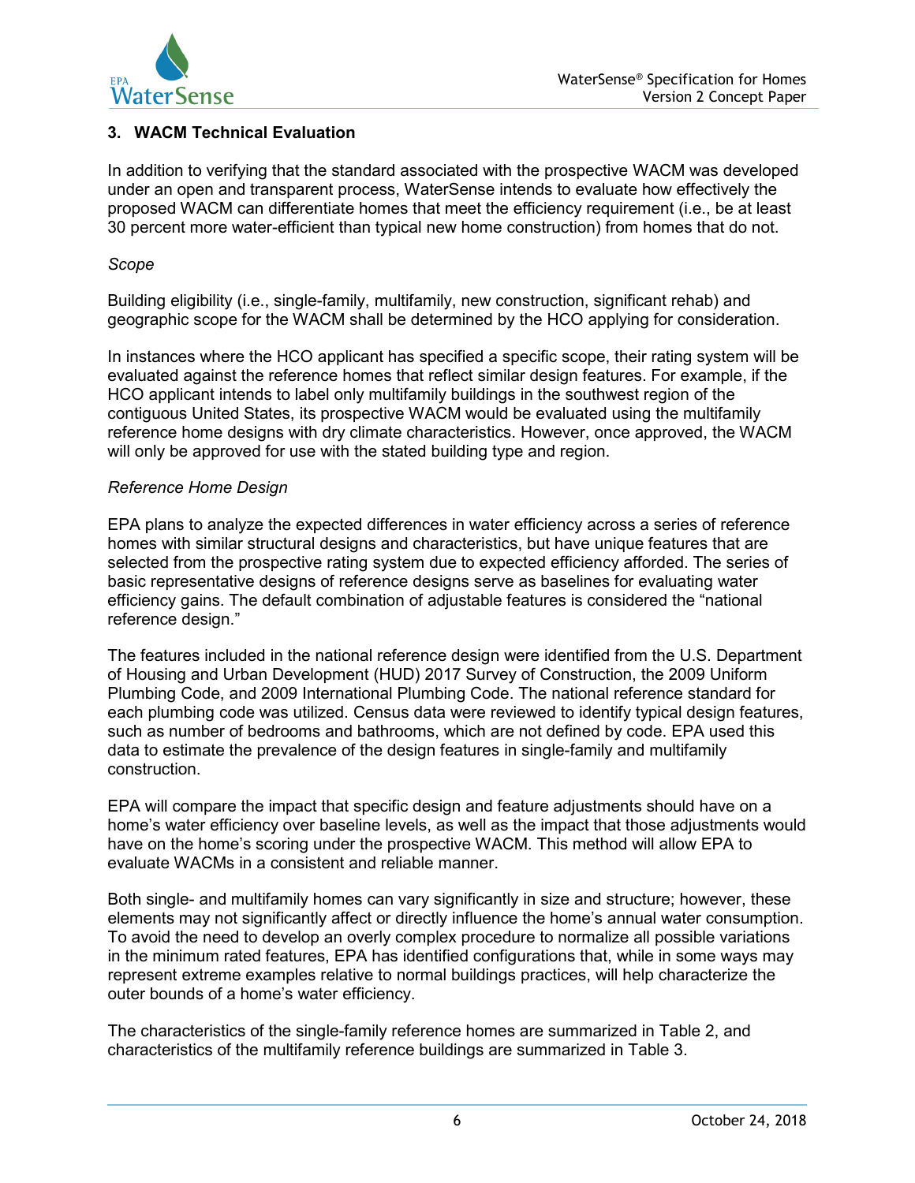## 3. WACM Technical Evaluation

In addition to verifying that the standard associated with the prospective WACM was developed under an open and transparent process, WaterSense intends to evaluate how effectively the proposed WACM can differentiate homes that meet the efficiency requirement (i.e., be at least 30 percent more water-efficient than typical new home construction) from homes that do not.

*Scope*

Building eligibility (i.e., single-family, multifamily, new construction, significant rehab) and geographic scope for the WACM shall be determined by the HCO applying for consideration.

In instances where the HCO applicant has specified a specific scope, their rating system will be evaluated against the reference homes that reflect similar design features. For example, if the HCO applicant intends to label only multifamily buildings in the southwest region of the contiguous United States, its prospective WACM would be evaluated using the multifamily reference home designs with dry climate characteristics. However, once approved, the WACM will only be approved for use with the stated building type and region.

*Reference Home Design*

EPA plans to analyze the expected differences in water efficiency across a series of reference homes with similar structural designs and characteristics, but have unique features that are selected from the prospective rating system due to expected efficiency afforded. The series of basic representative designs of reference designs serve as baselines for evaluating water efficiency gains. The default combination of adjustable features is considered the "national reference design."

The features included in the national reference design were identified from the U.S. Department of Housing and Urban Development (HUD) 2017 Survey of Construction, the 2009 Uniform Plumbing Code, and 2009 International Plumbing Code. The national reference standard for each plumbing code was utilized. Census data were reviewed to identify typical design features, such as number of bedrooms and bathrooms, which are not defined by code. EPA used this data to estimate the prevalence of the design features in single-family and multifamily construction.

EPA will compare the impact that specific design and feature adjustments should have on a home's water efficiency over baseline levels, as well as the impact that those adjustments would have on the home's scoring under the prospective WACM. This method will allow EPA to evaluate WACMs in a consistent and reliable manner.

Both single- and multifamily homes can vary significantly in size and structure; however, these elements may not significantly affect or directly influence the home's annual water consumption. To avoid the need to develop an overly complex procedure to normalize all possible variations in the minimum rated features, EPA has identified configurations that, while in some ways may represent extreme examples relative to normal buildings practices, will help characterize the outer bounds of a home's water efficiency.

The characteristics of the single-family reference homes are summarized in Table 2, and characteristics of the multifamily reference buildings are summarized in Table 3.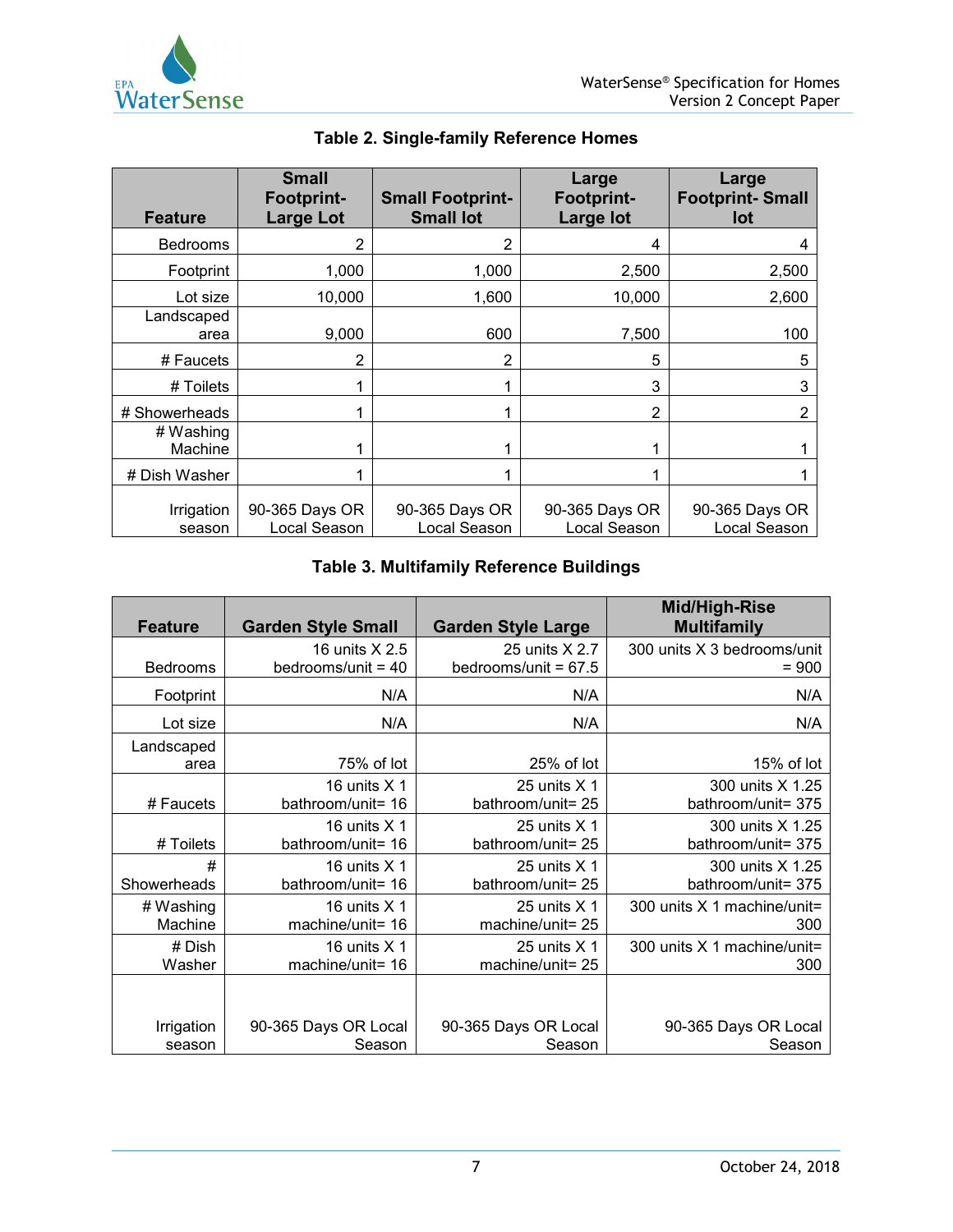**Table 2. Single-family Reference Homes**

| Feature | Small Footprint-Large Lot | Small Footprint-Small lot | Large Footprint-Large lot | Large Footprint- Small lot |
|---|---|---|---|---|
| Bedrooms | 2 | 2 | 4 | 4 |
| Footprint | 1,000 | 1,000 | 2,500 | 2,500 |
| Lot size | 10,000 | 1,600 | 10,000 | 2,600 |
| Landscaped area | 9,000 | 600 | 7,500 | 100 |
| # Faucets | 2 | 2 | 5 | 5 |
| # Toilets | 1 | 1 | 3 | 3 |
| # Showerheads | 1 | 1 | 2 | 2 |
| # Washing Machine | 1 | 1 | 1 | 1 |
| # Dish Washer | 1 | 1 | 1 | 1 |
| Irrigation season | 90-365 Days OR Local Season | 90-365 Days OR Local Season | 90-365 Days OR Local Season | 90-365 Days OR Local Season |

**Table 3. Multifamily Reference Buildings**

| Feature | Garden Style Small | Garden Style Large | Mid/High-Rise Multifamily |
|---|---|---|---|
| Bedrooms | 16 units X 2.5 bedrooms/unit = 40 | 25 units X 2.7 bedrooms/unit = 67.5 | 300 units X 3 bedrooms/unit = 900 |
| Footprint | N/A | N/A | N/A |
| Lot size | N/A | N/A | N/A |
| Landscaped area | 75% of lot | 25% of lot | 15% of lot |
| # Faucets | 16 units X 1 bathroom/unit= 16 | 25 units X 1 bathroom/unit= 25 | 300 units X 1.25 bathroom/unit= 375 |
| # Toilets | 16 units X 1 bathroom/unit= 16 | 25 units X 1 bathroom/unit= 25 | 300 units X 1.25 bathroom/unit= 375 |
| # Showerheads | 16 units X 1 bathroom/unit= 16 | 25 units X 1 bathroom/unit= 25 | 300 units X 1.25 bathroom/unit= 375 |
| # Washing Machine | 16 units X 1 machine/unit= 16 | 25 units X 1 machine/unit= 25 | 300 units X 1 machine/unit= 300 |
| # Dish Washer | 16 units X 1 machine/unit= 16 | 25 units X 1 machine/unit= 25 | 300 units X 1 machine/unit= 300 |
| Irrigation season | 90-365 Days OR Local Season | 90-365 Days OR Local Season | 90-365 Days OR Local Season |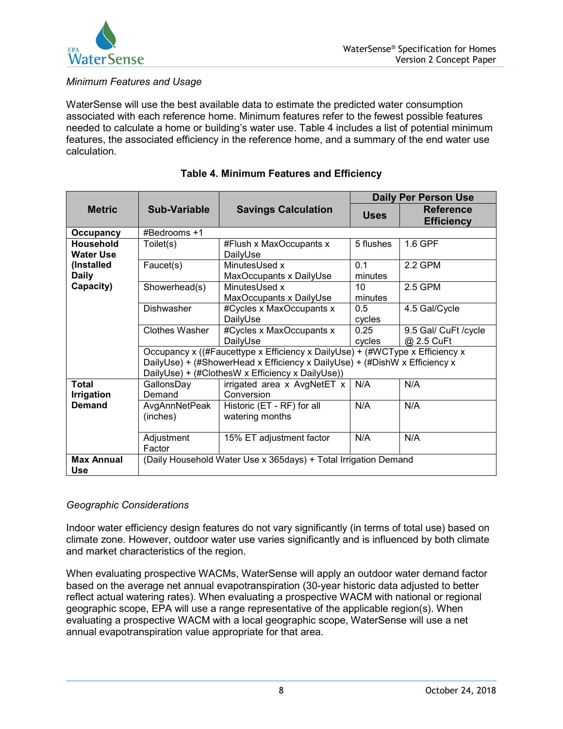*Minimum Features and Usage*

WaterSense will use the best available data to estimate the predicted water consumption associated with each reference home. Minimum features refer to the fewest possible features needed to calculate a home or building's water use. Table 4 includes a list of potential minimum features, the associated efficiency in the reference home, and a summary of the end water use calculation.

**Table 4. Minimum Features and Efficiency**

| Metric | Sub-Variable | Savings Calculation | Daily Per Person Use | |
|---|---|---|---|---|
| | | | Uses | Reference Efficiency |
| **Occupancy** | #Bedrooms +1 | | | |
| **Household Water Use (Installed Daily Capacity)** | Toilet(s) | #Flush x MaxOccupants x DailyUse | 5 flushes | 1.6 GPF |
| | Faucet(s) | MinutesUsed x MaxOccupants x DailyUse | 0.1 minutes | 2.2 GPM |
| | Showerhead(s) | MinutesUsed x MaxOccupants x DailyUse | 10 minutes | 2.5 GPM |
| | Dishwasher | #Cycles x MaxOccupants x DailyUse | 0.5 cycles | 4.5 Gal/Cycle |
| | Clothes Washer | #Cycles x MaxOccupants x DailyUse | 0.25 cycles | 9.5 Gal/ CuFt /cycle @ 2.5 CuFt |
| | Occupancy x ((#Faucettype x Efficiency x DailyUse) + (#WCType x Efficiency x DailyUse) + (#ShowerHead x Efficiency x DailyUse) + (#DishW x Efficiency x DailyUse) + (#ClothesW x Efficiency x DailyUse)) | | | |
| **Total Irrigation Demand** | GallonsDay Demand | irrigated area x AvgNetET x Conversion | N/A | N/A |
| | AvgAnnNetPeak (inches) | Historic (ET - RF) for all watering months | N/A | N/A |
| | Adjustment Factor | 15% ET adjustment factor | N/A | N/A |
| **Max Annual Use** | (Daily Household Water Use x 365days) + Total Irrigation Demand | | | |

*Geographic Considerations*

Indoor water efficiency design features do not vary significantly (in terms of total use) based on climate zone. However, outdoor water use varies significantly and is influenced by both climate and market characteristics of the region.

When evaluating prospective WACMs, WaterSense will apply an outdoor water demand factor based on the average net annual evapotranspiration (30-year historic data adjusted to better reflect actual watering rates). When evaluating a prospective WACM with national or regional geographic scope, EPA will use a range representative of the applicable region(s). When evaluating a prospective WACM with a local geographic scope, WaterSense will use a net annual evapotranspiration value appropriate for that area.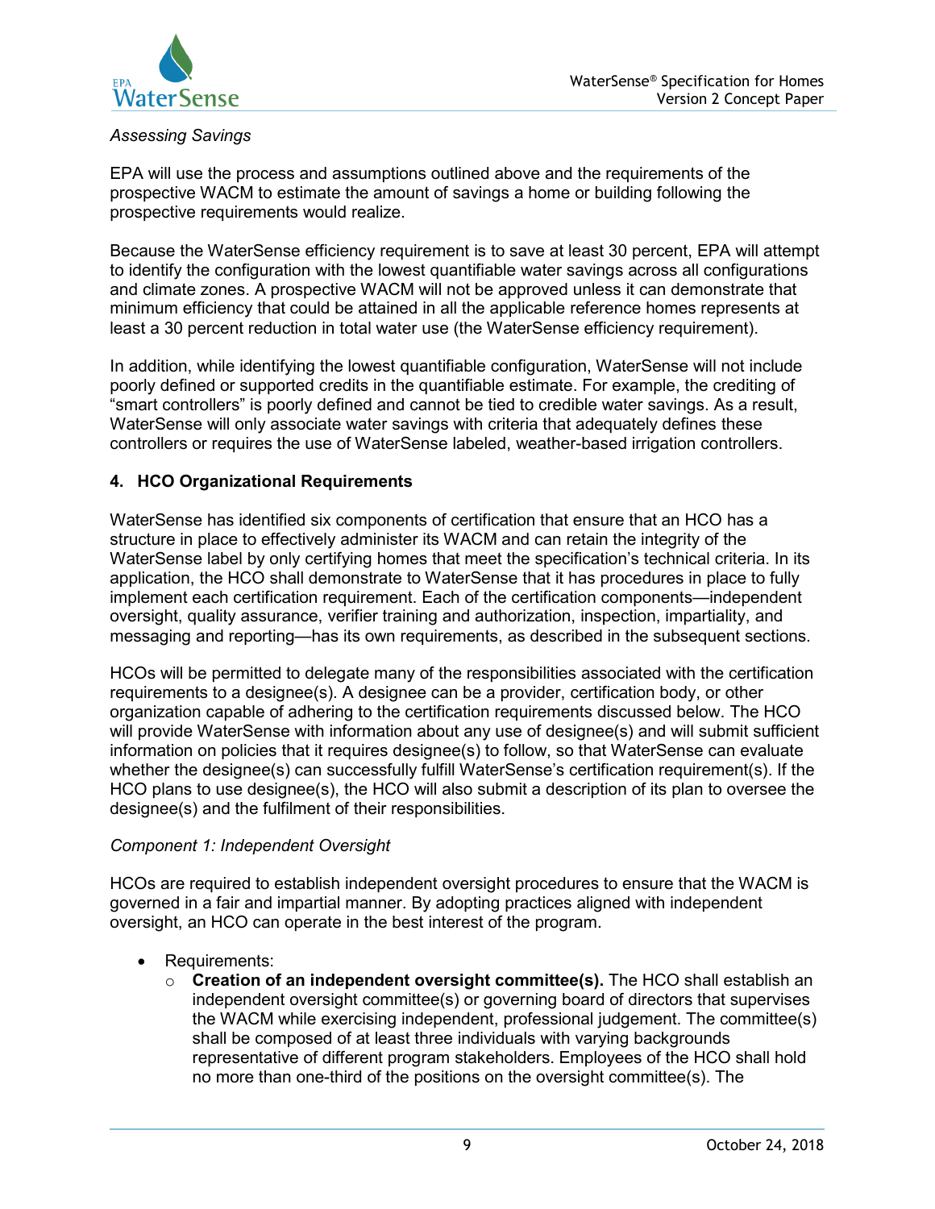*Assessing Savings*

EPA will use the process and assumptions outlined above and the requirements of the prospective WACM to estimate the amount of savings a home or building following the prospective requirements would realize.

Because the WaterSense efficiency requirement is to save at least 30 percent, EPA will attempt to identify the configuration with the lowest quantifiable water savings across all configurations and climate zones. A prospective WACM will not be approved unless it can demonstrate that minimum efficiency that could be attained in all the applicable reference homes represents at least a 30 percent reduction in total water use (the WaterSense efficiency requirement).

In addition, while identifying the lowest quantifiable configuration, WaterSense will not include poorly defined or supported credits in the quantifiable estimate. For example, the crediting of "smart controllers" is poorly defined and cannot be tied to credible water savings. As a result, WaterSense will only associate water savings with criteria that adequately defines these controllers or requires the use of WaterSense labeled, weather-based irrigation controllers.

## 4. HCO Organizational Requirements

WaterSense has identified six components of certification that ensure that an HCO has a structure in place to effectively administer its WACM and can retain the integrity of the WaterSense label by only certifying homes that meet the specification's technical criteria. In its application, the HCO shall demonstrate to WaterSense that it has procedures in place to fully implement each certification requirement. Each of the certification components—independent oversight, quality assurance, verifier training and authorization, inspection, impartiality, and messaging and reporting—has its own requirements, as described in the subsequent sections.

HCOs will be permitted to delegate many of the responsibilities associated with the certification requirements to a designee(s). A designee can be a provider, certification body, or other organization capable of adhering to the certification requirements discussed below. The HCO will provide WaterSense with information about any use of designee(s) and will submit sufficient information on policies that it requires designee(s) to follow, so that WaterSense can evaluate whether the designee(s) can successfully fulfill WaterSense's certification requirement(s). If the HCO plans to use designee(s), the HCO will also submit a description of its plan to oversee the designee(s) and the fulfilment of their responsibilities.

*Component 1: Independent Oversight*

HCOs are required to establish independent oversight procedures to ensure that the WACM is governed in a fair and impartial manner. By adopting practices aligned with independent oversight, an HCO can operate in the best interest of the program.

- Requirements:
  - **Creation of an independent oversight committee(s).** The HCO shall establish an independent oversight committee(s) or governing board of directors that supervises the WACM while exercising independent, professional judgement. The committee(s) shall be composed of at least three individuals with varying backgrounds representative of different program stakeholders. Employees of the HCO shall hold no more than one-third of the positions on the oversight committee(s). The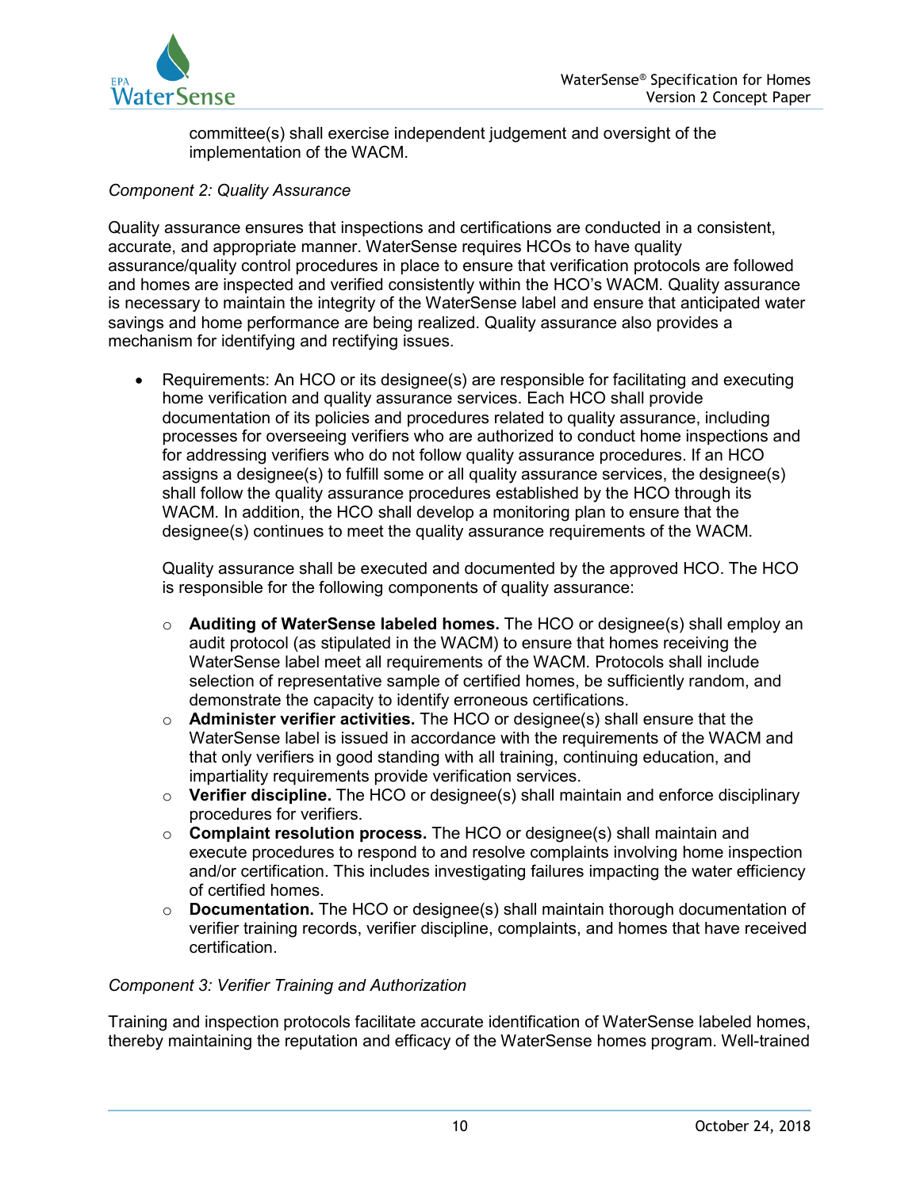committee(s) shall exercise independent judgement and oversight of the implementation of the WACM.

*Component 2: Quality Assurance*

Quality assurance ensures that inspections and certifications are conducted in a consistent, accurate, and appropriate manner. WaterSense requires HCOs to have quality assurance/quality control procedures in place to ensure that verification protocols are followed and homes are inspected and verified consistently within the HCO's WACM. Quality assurance is necessary to maintain the integrity of the WaterSense label and ensure that anticipated water savings and home performance are being realized. Quality assurance also provides a mechanism for identifying and rectifying issues.

- Requirements: An HCO or its designee(s) are responsible for facilitating and executing home verification and quality assurance services. Each HCO shall provide documentation of its policies and procedures related to quality assurance, including processes for overseeing verifiers who are authorized to conduct home inspections and for addressing verifiers who do not follow quality assurance procedures. If an HCO assigns a designee(s) to fulfill some or all quality assurance services, the designee(s) shall follow the quality assurance procedures established by the HCO through its WACM. In addition, the HCO shall develop a monitoring plan to ensure that the designee(s) continues to meet the quality assurance requirements of the WACM.

  Quality assurance shall be executed and documented by the approved HCO. The HCO is responsible for the following components of quality assurance:

  - **Auditing of WaterSense labeled homes.** The HCO or designee(s) shall employ an audit protocol (as stipulated in the WACM) to ensure that homes receiving the WaterSense label meet all requirements of the WACM. Protocols shall include selection of representative sample of certified homes, be sufficiently random, and demonstrate the capacity to identify erroneous certifications.
  - **Administer verifier activities.** The HCO or designee(s) shall ensure that the WaterSense label is issued in accordance with the requirements of the WACM and that only verifiers in good standing with all training, continuing education, and impartiality requirements provide verification services.
  - **Verifier discipline.** The HCO or designee(s) shall maintain and enforce disciplinary procedures for verifiers.
  - **Complaint resolution process.** The HCO or designee(s) shall maintain and execute procedures to respond to and resolve complaints involving home inspection and/or certification. This includes investigating failures impacting the water efficiency of certified homes.
  - **Documentation.** The HCO or designee(s) shall maintain thorough documentation of verifier training records, verifier discipline, complaints, and homes that have received certification.

*Component 3: Verifier Training and Authorization*

Training and inspection protocols facilitate accurate identification of WaterSense labeled homes, thereby maintaining the reputation and efficacy of the WaterSense homes program. Well-trained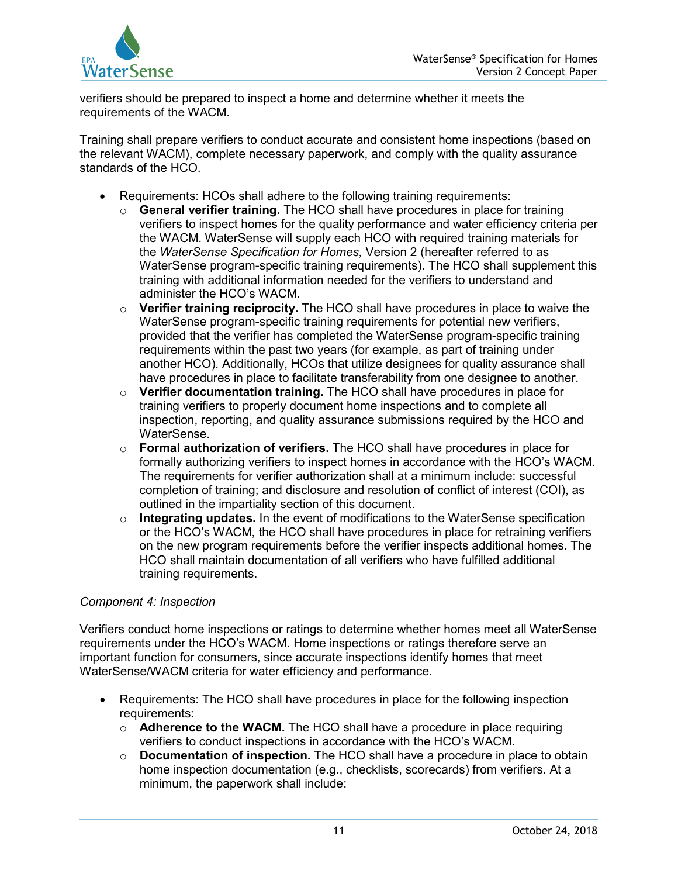verifiers should be prepared to inspect a home and determine whether it meets the requirements of the WACM.

Training shall prepare verifiers to conduct accurate and consistent home inspections (based on the relevant WACM), complete necessary paperwork, and comply with the quality assurance standards of the HCO.

- Requirements: HCOs shall adhere to the following training requirements:
  - **General verifier training.** The HCO shall have procedures in place for training verifiers to inspect homes for the quality performance and water efficiency criteria per the WACM. WaterSense will supply each HCO with required training materials for the *WaterSense Specification for Homes,* Version 2 (hereafter referred to as WaterSense program-specific training requirements). The HCO shall supplement this training with additional information needed for the verifiers to understand and administer the HCO's WACM.
  - **Verifier training reciprocity.** The HCO shall have procedures in place to waive the WaterSense program-specific training requirements for potential new verifiers, provided that the verifier has completed the WaterSense program-specific training requirements within the past two years (for example, as part of training under another HCO). Additionally, HCOs that utilize designees for quality assurance shall have procedures in place to facilitate transferability from one designee to another.
  - **Verifier documentation training.** The HCO shall have procedures in place for training verifiers to properly document home inspections and to complete all inspection, reporting, and quality assurance submissions required by the HCO and WaterSense.
  - **Formal authorization of verifiers.** The HCO shall have procedures in place for formally authorizing verifiers to inspect homes in accordance with the HCO's WACM. The requirements for verifier authorization shall at a minimum include: successful completion of training; and disclosure and resolution of conflict of interest (COI), as outlined in the impartiality section of this document.
  - **Integrating updates.** In the event of modifications to the WaterSense specification or the HCO's WACM, the HCO shall have procedures in place for retraining verifiers on the new program requirements before the verifier inspects additional homes. The HCO shall maintain documentation of all verifiers who have fulfilled additional training requirements.

*Component 4: Inspection*

Verifiers conduct home inspections or ratings to determine whether homes meet all WaterSense requirements under the HCO's WACM. Home inspections or ratings therefore serve an important function for consumers, since accurate inspections identify homes that meet WaterSense/WACM criteria for water efficiency and performance.

- Requirements: The HCO shall have procedures in place for the following inspection requirements:
  - **Adherence to the WACM.** The HCO shall have a procedure in place requiring verifiers to conduct inspections in accordance with the HCO's WACM.
  - **Documentation of inspection.** The HCO shall have a procedure in place to obtain home inspection documentation (e.g., checklists, scorecards) from verifiers. At a minimum, the paperwork shall include: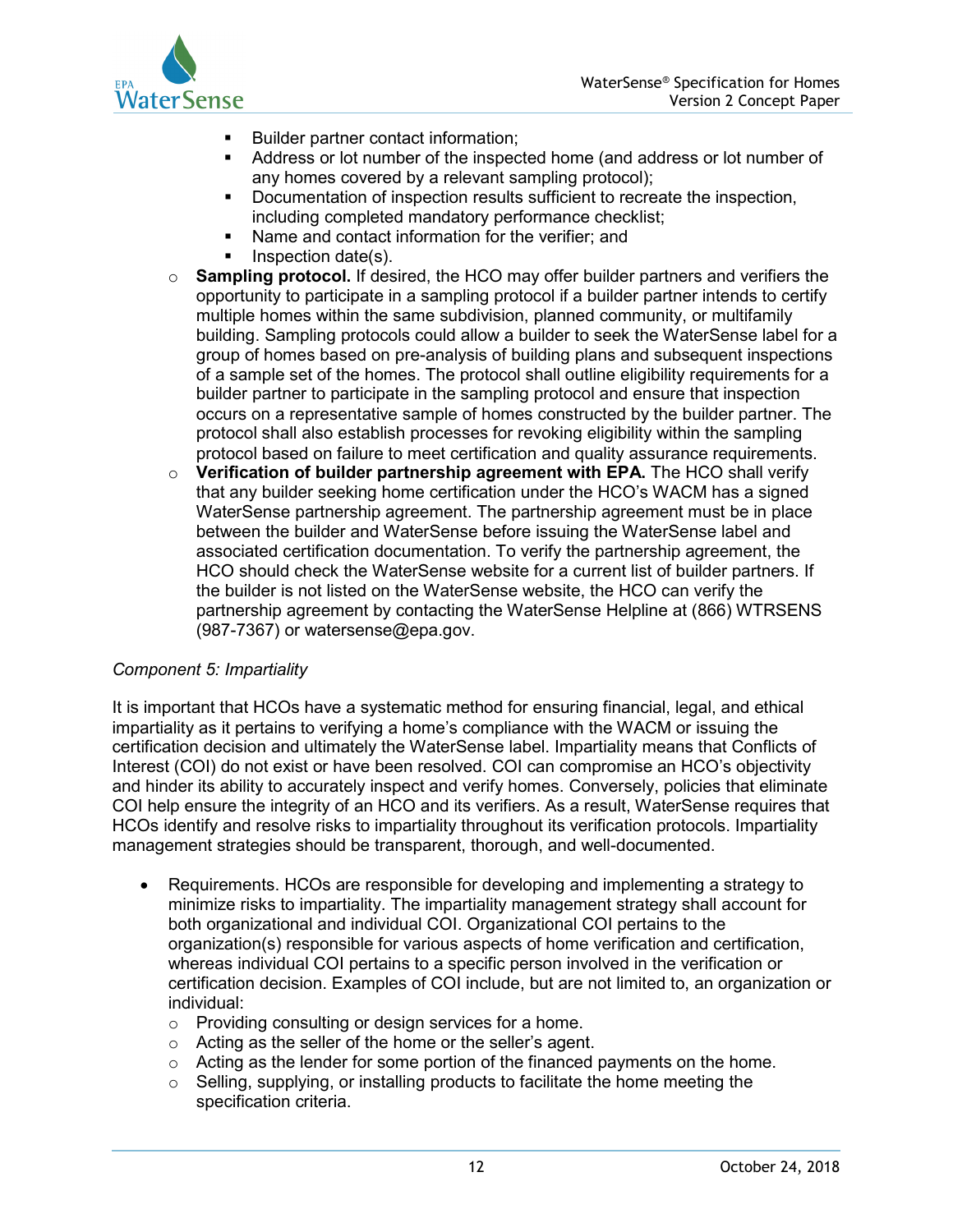- Builder partner contact information;
        - Address or lot number of the inspected home (and address or lot number of any homes covered by a relevant sampling protocol);
        - Documentation of inspection results sufficient to recreate the inspection, including completed mandatory performance checklist;
        - Name and contact information for the verifier; and
        - Inspection date(s).
    - **Sampling protocol.** If desired, the HCO may offer builder partners and verifiers the opportunity to participate in a sampling protocol if a builder partner intends to certify multiple homes within the same subdivision, planned community, or multifamily building. Sampling protocols could allow a builder to seek the WaterSense label for a group of homes based on pre-analysis of building plans and subsequent inspections of a sample set of the homes. The protocol shall outline eligibility requirements for a builder partner to participate in the sampling protocol and ensure that inspection occurs on a representative sample of homes constructed by the builder partner. The protocol shall also establish processes for revoking eligibility within the sampling protocol based on failure to meet certification and quality assurance requirements.
    - **Verification of builder partnership agreement with EPA.** The HCO shall verify that any builder seeking home certification under the HCO's WACM has a signed WaterSense partnership agreement. The partnership agreement must be in place between the builder and WaterSense before issuing the WaterSense label and associated certification documentation. To verify the partnership agreement, the HCO should check the WaterSense website for a current list of builder partners. If the builder is not listed on the WaterSense website, the HCO can verify the partnership agreement by contacting the WaterSense Helpline at (866) WTRSENS (987-7367) or watersense@epa.gov.

*Component 5: Impartiality*

It is important that HCOs have a systematic method for ensuring financial, legal, and ethical impartiality as it pertains to verifying a home's compliance with the WACM or issuing the certification decision and ultimately the WaterSense label. Impartiality means that Conflicts of Interest (COI) do not exist or have been resolved. COI can compromise an HCO's objectivity and hinder its ability to accurately inspect and verify homes. Conversely, policies that eliminate COI help ensure the integrity of an HCO and its verifiers. As a result, WaterSense requires that HCOs identify and resolve risks to impartiality throughout its verification protocols. Impartiality management strategies should be transparent, thorough, and well-documented.

- Requirements. HCOs are responsible for developing and implementing a strategy to minimize risks to impartiality. The impartiality management strategy shall account for both organizational and individual COI. Organizational COI pertains to the organization(s) responsible for various aspects of home verification and certification, whereas individual COI pertains to a specific person involved in the verification or certification decision. Examples of COI include, but are not limited to, an organization or individual:
    - Providing consulting or design services for a home.
    - Acting as the seller of the home or the seller's agent.
    - Acting as the lender for some portion of the financed payments on the home.
    - Selling, supplying, or installing products to facilitate the home meeting the specification criteria.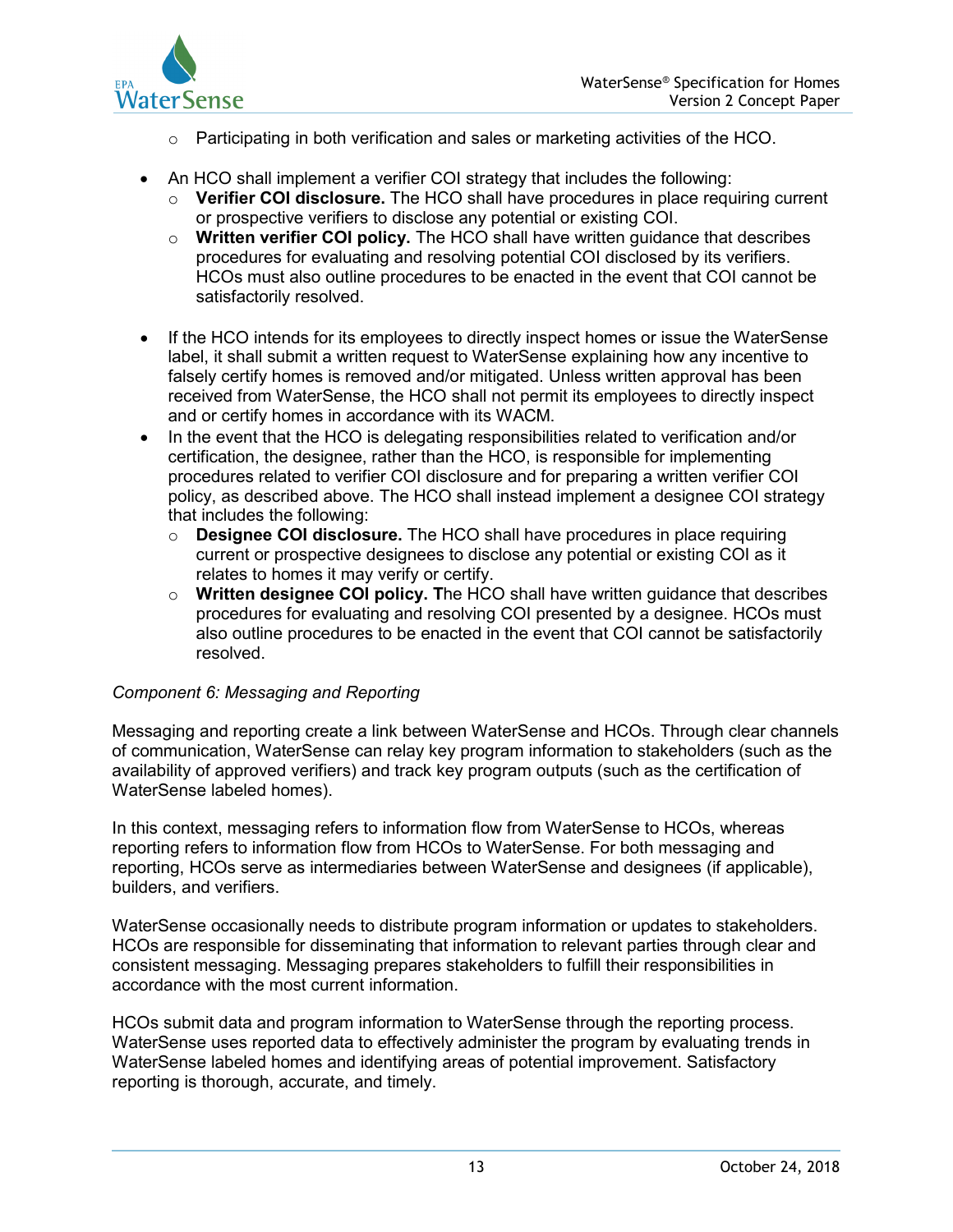- Participating in both verification and sales or marketing activities of the HCO.

- An HCO shall implement a verifier COI strategy that includes the following:
  - **Verifier COI disclosure.** The HCO shall have procedures in place requiring current or prospective verifiers to disclose any potential or existing COI.
  - **Written verifier COI policy.** The HCO shall have written guidance that describes procedures for evaluating and resolving potential COI disclosed by its verifiers. HCOs must also outline procedures to be enacted in the event that COI cannot be satisfactorily resolved.

- If the HCO intends for its employees to directly inspect homes or issue the WaterSense label, it shall submit a written request to WaterSense explaining how any incentive to falsely certify homes is removed and/or mitigated. Unless written approval has been received from WaterSense, the HCO shall not permit its employees to directly inspect and or certify homes in accordance with its WACM.
- In the event that the HCO is delegating responsibilities related to verification and/or certification, the designee, rather than the HCO, is responsible for implementing procedures related to verifier COI disclosure and for preparing a written verifier COI policy, as described above. The HCO shall instead implement a designee COI strategy that includes the following:
  - **Designee COI disclosure.** The HCO shall have procedures in place requiring current or prospective designees to disclose any potential or existing COI as it relates to homes it may verify or certify.
  - **Written designee COI policy.** The HCO shall have written guidance that describes procedures for evaluating and resolving COI presented by a designee. HCOs must also outline procedures to be enacted in the event that COI cannot be satisfactorily resolved.

*Component 6: Messaging and Reporting*

Messaging and reporting create a link between WaterSense and HCOs. Through clear channels of communication, WaterSense can relay key program information to stakeholders (such as the availability of approved verifiers) and track key program outputs (such as the certification of WaterSense labeled homes).

In this context, messaging refers to information flow from WaterSense to HCOs, whereas reporting refers to information flow from HCOs to WaterSense. For both messaging and reporting, HCOs serve as intermediaries between WaterSense and designees (if applicable), builders, and verifiers.

WaterSense occasionally needs to distribute program information or updates to stakeholders. HCOs are responsible for disseminating that information to relevant parties through clear and consistent messaging. Messaging prepares stakeholders to fulfill their responsibilities in accordance with the most current information.

HCOs submit data and program information to WaterSense through the reporting process. WaterSense uses reported data to effectively administer the program by evaluating trends in WaterSense labeled homes and identifying areas of potential improvement. Satisfactory reporting is thorough, accurate, and timely.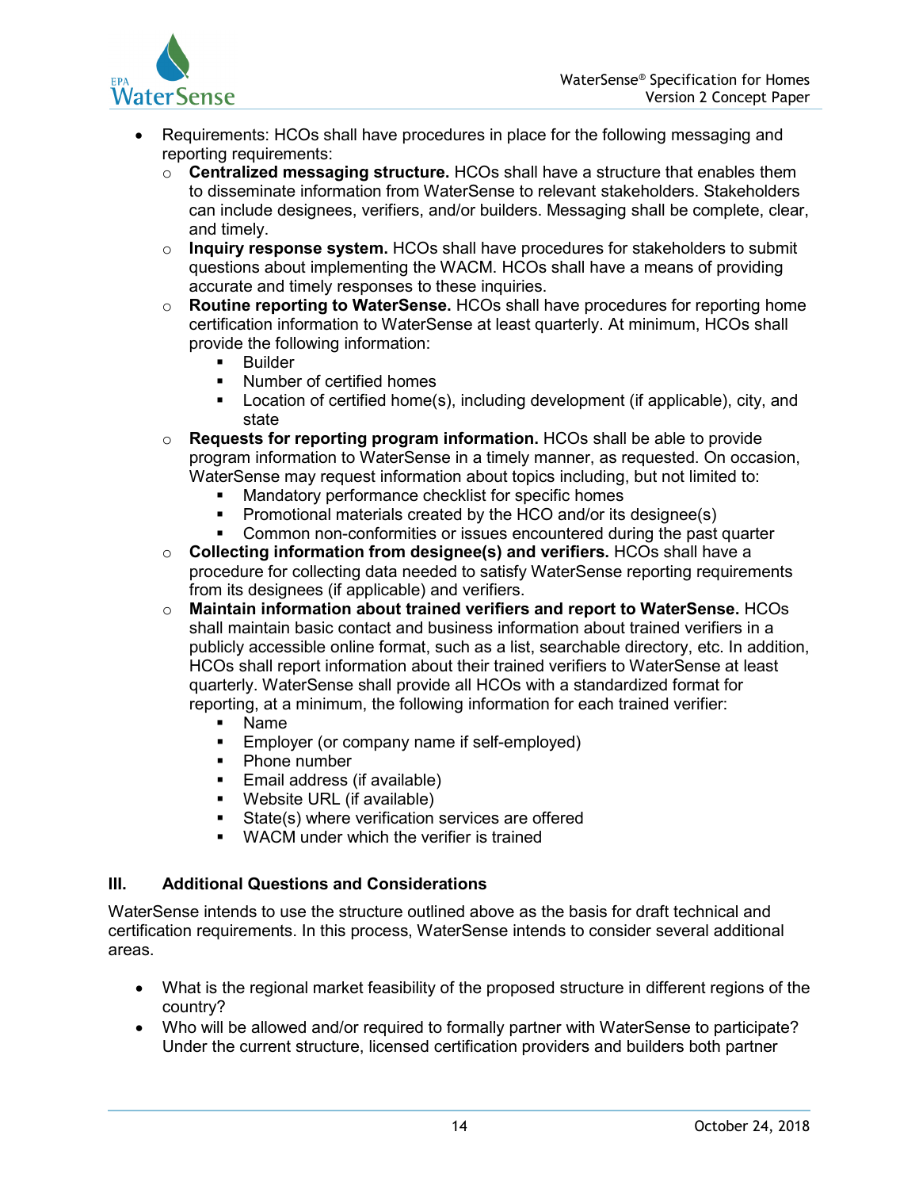- Requirements: HCOs shall have procedures in place for the following messaging and reporting requirements:
  - **Centralized messaging structure.** HCOs shall have a structure that enables them to disseminate information from WaterSense to relevant stakeholders. Stakeholders can include designees, verifiers, and/or builders. Messaging shall be complete, clear, and timely.
  - **Inquiry response system.** HCOs shall have procedures for stakeholders to submit questions about implementing the WACM. HCOs shall have a means of providing accurate and timely responses to these inquiries.
  - **Routine reporting to WaterSense.** HCOs shall have procedures for reporting home certification information to WaterSense at least quarterly. At minimum, HCOs shall provide the following information:
    - Builder
    - Number of certified homes
    - Location of certified home(s), including development (if applicable), city, and state
  - **Requests for reporting program information.** HCOs shall be able to provide program information to WaterSense in a timely manner, as requested. On occasion, WaterSense may request information about topics including, but not limited to:
    - Mandatory performance checklist for specific homes
    - Promotional materials created by the HCO and/or its designee(s)
    - Common non-conformities or issues encountered during the past quarter
  - **Collecting information from designee(s) and verifiers.** HCOs shall have a procedure for collecting data needed to satisfy WaterSense reporting requirements from its designees (if applicable) and verifiers.
  - **Maintain information about trained verifiers and report to WaterSense.** HCOs shall maintain basic contact and business information about trained verifiers in a publicly accessible online format, such as a list, searchable directory, etc. In addition, HCOs shall report information about their trained verifiers to WaterSense at least quarterly. WaterSense shall provide all HCOs with a standardized format for reporting, at a minimum, the following information for each trained verifier:
    - Name
    - Employer (or company name if self-employed)
    - Phone number
    - Email address (if available)
    - Website URL (if available)
    - State(s) where verification services are offered
    - WACM under which the verifier is trained

## III. Additional Questions and Considerations

WaterSense intends to use the structure outlined above as the basis for draft technical and certification requirements. In this process, WaterSense intends to consider several additional areas.

- What is the regional market feasibility of the proposed structure in different regions of the country?
- Who will be allowed and/or required to formally partner with WaterSense to participate? Under the current structure, licensed certification providers and builders both partner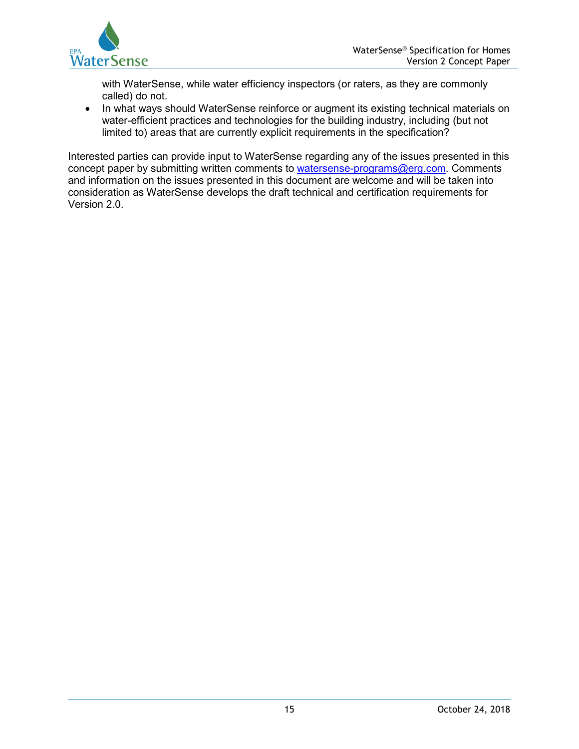with WaterSense, while water efficiency inspectors (or raters, as they are commonly called) do not.

- In what ways should WaterSense reinforce or augment its existing technical materials on water-efficient practices and technologies for the building industry, including (but not limited to) areas that are currently explicit requirements in the specification?

Interested parties can provide input to WaterSense regarding any of the issues presented in this concept paper by submitting written comments to watersense-programs@erg.com. Comments and information on the issues presented in this document are welcome and will be taken into consideration as WaterSense develops the draft technical and certification requirements for Version 2.0.